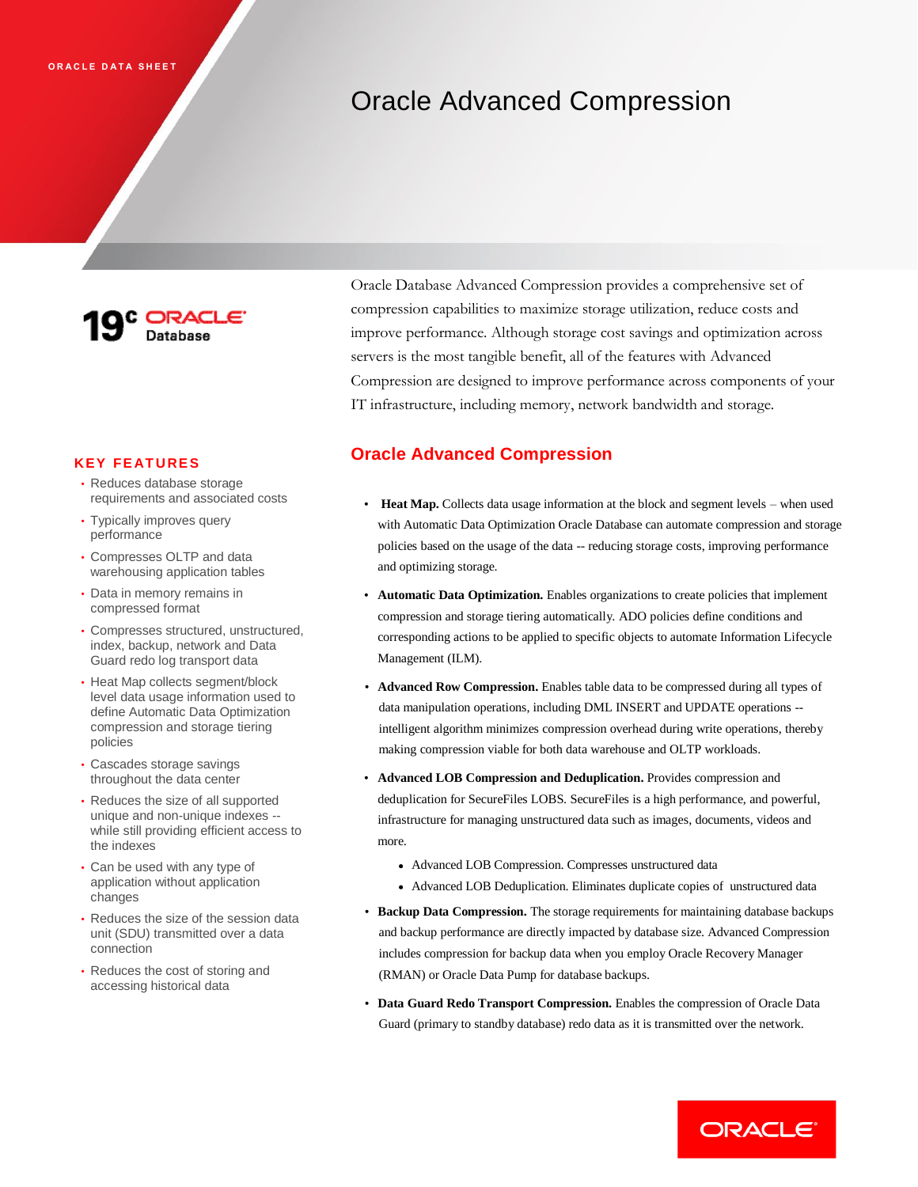ORACLE DATA SHEET

# Oracle Advanced Compression

19c ORACLE Database

Oracle Database Advanced Compression provides a comprehensive set of compression capabilities to maximize storage utilization, reduce costs and improve performance. Although storage cost savings and optimization across servers is the most tangible benefit, all of the features with Advanced Compression are designed to improve performance across components of your IT infrastructure, including memory, network bandwidth and storage.

## KEY FEATURES

- Reduces database storage requirements and associated costs
- Typically improves query performance
- Compresses OLTP and data warehousing application tables
- Data in memory remains in compressed format
- Compresses structured, unstructured, index, backup, network and Data Guard redo log transport data
- Heat Map collects segment/block level data usage information used to define Automatic Data Optimization compression and storage tiering policies
- Cascades storage savings throughout the data center
- Reduces the size of all supported unique and non-unique indexes -- while still providing efficient access to the indexes
- Can be used with any type of application without application changes
- Reduces the size of the session data unit (SDU) transmitted over a data connection
- Reduces the cost of storing and accessing historical data

## Oracle Advanced Compression

- **Heat Map.** Collects data usage information at the block and segment levels – when used with Automatic Data Optimization Oracle Database can automate compression and storage policies based on the usage of the data -- reducing storage costs, improving performance and optimizing storage.
- **Automatic Data Optimization.** Enables organizations to create policies that implement compression and storage tiering automatically. ADO policies define conditions and corresponding actions to be applied to specific objects to automate Information Lifecycle Management (ILM).
- **Advanced Row Compression.** Enables table data to be compressed during all types of data manipulation operations, including DML INSERT and UPDATE operations -- intelligent algorithm minimizes compression overhead during write operations, thereby making compression viable for both data warehouse and OLTP workloads.
- **Advanced LOB Compression and Deduplication.** Provides compression and deduplication for SecureFiles LOBS. SecureFiles is a high performance, and powerful, infrastructure for managing unstructured data such as images, documents, videos and more.
  - Advanced LOB Compression. Compresses unstructured data
  - Advanced LOB Deduplication. Eliminates duplicate copies of unstructured data
- **Backup Data Compression.** The storage requirements for maintaining database backups and backup performance are directly impacted by database size. Advanced Compression includes compression for backup data when you employ Oracle Recovery Manager (RMAN) or Oracle Data Pump for database backups.
- **Data Guard Redo Transport Compression.** Enables the compression of Oracle Data Guard (primary to standby database) redo data as it is transmitted over the network.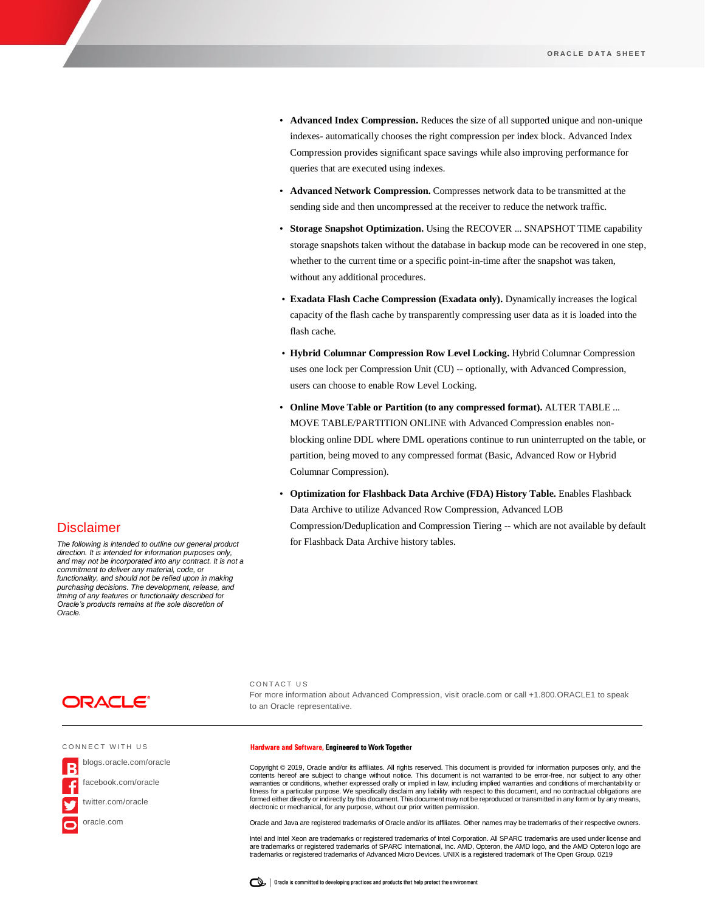- **Advanced Index Compression.** Reduces the size of all supported unique and non-unique indexes- automatically chooses the right compression per index block. Advanced Index Compression provides significant space savings while also improving performance for queries that are executed using indexes.
- **Advanced Network Compression.** Compresses network data to be transmitted at the sending side and then uncompressed at the receiver to reduce the network traffic.
- **Storage Snapshot Optimization.** Using the RECOVER ... SNAPSHOT TIME capability storage snapshots taken without the database in backup mode can be recovered in one step, whether to the current time or a specific point-in-time after the snapshot was taken, without any additional procedures.
- **Exadata Flash Cache Compression (Exadata only).** Dynamically increases the logical capacity of the flash cache by transparently compressing user data as it is loaded into the flash cache.
- **Hybrid Columnar Compression Row Level Locking.** Hybrid Columnar Compression uses one lock per Compression Unit (CU) -- optionally, with Advanced Compression, users can choose to enable Row Level Locking.
- **Online Move Table or Partition (to any compressed format).** ALTER TABLE ... MOVE TABLE/PARTITION ONLINE with Advanced Compression enables non-blocking online DDL where DML operations continue to run uninterrupted on the table, or partition, being moved to any compressed format (Basic, Advanced Row or Hybrid Columnar Compression).
- **Optimization for Flashback Data Archive (FDA) History Table.** Enables Flashback Data Archive to utilize Advanced Row Compression, Advanced LOB Compression/Deduplication and Compression Tiering -- which are not available by default for Flashback Data Archive history tables.

## Disclaimer

*The following is intended to outline our general product direction. It is intended for information purposes only, and may not be incorporated into any contract. It is not a commitment to deliver any material, code, or functionality, and should not be relied upon in making purchasing decisions. The development, release, and timing of any features or functionality described for Oracle's products remains at the sole discretion of Oracle.*

ORACLE

CONTACT US

For more information about Advanced Compression, visit oracle.com or call +1.800.ORACLE1 to speak to an Oracle representative.

CONNECT WITH US

- blogs.oracle.com/oracle
- facebook.com/oracle
- twitter.com/oracle
- oracle.com

**Hardware and Software, Engineered to Work Together**

Copyright © 2019, Oracle and/or its affiliates. All rights reserved. This document is provided for information purposes only, and the contents hereof are subject to change without notice. This document is not warranted to be error-free, nor subject to any other warranties or conditions, whether expressed orally or implied in law, including implied warranties and conditions of merchantability or fitness for a particular purpose. We specifically disclaim any liability with respect to this document, and no contractual obligations are formed either directly or indirectly by this document. This document may not be reproduced or transmitted in any form or by any means, electronic or mechanical, for any purpose, without our prior written permission.

Oracle and Java are registered trademarks of Oracle and/or its affiliates. Other names may be trademarks of their respective owners.

Intel and Intel Xeon are trademarks or registered trademarks of Intel Corporation. All SPARC trademarks are used under license and are trademarks or registered trademarks of SPARC International, Inc. AMD, Opteron, the AMD logo, and the AMD Opteron logo are trademarks or registered trademarks of Advanced Micro Devices. UNIX is a registered trademark of The Open Group. 0219

Oracle is committed to developing practices and products that help protect the environment